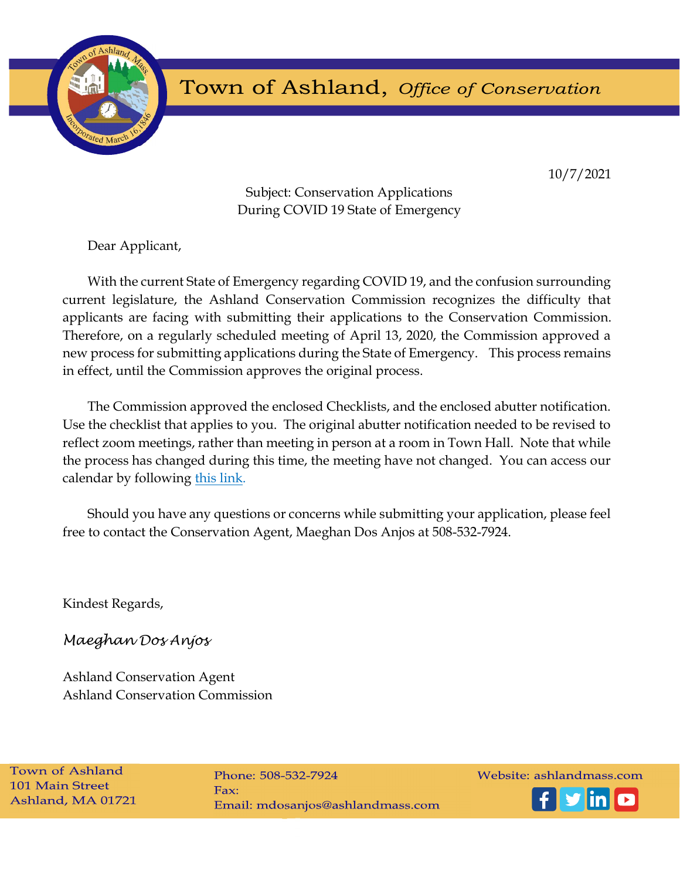# Town of Ashland, *Office of Conservation*

10/7/2021

Subject: Conservation Applications
During COVID 19 State of Emergency

Dear Applicant,

With the current State of Emergency regarding COVID 19, and the confusion surrounding current legislature, the Ashland Conservation Commission recognizes the difficulty that applicants are facing with submitting their applications to the Conservation Commission. Therefore, on a regularly scheduled meeting of April 13, 2020, the Commission approved a new process for submitting applications during the State of Emergency. This process remains in effect, until the Commission approves the original process.

The Commission approved the enclosed Checklists, and the enclosed abutter notification. Use the checklist that applies to you. The original abutter notification needed to be revised to reflect zoom meetings, rather than meeting in person at a room in Town Hall. Note that while the process has changed during this time, the meeting have not changed. You can access our calendar by following this link.

Should you have any questions or concerns while submitting your application, please feel free to contact the Conservation Agent, Maeghan Dos Anjos at 508-532-7924.

Kindest Regards,

*Maeghan Dos Anjos*

Ashland Conservation Agent
Ashland Conservation Commission

Town of Ashland
101 Main Street
Ashland, MA 01721

Phone: 508-532-7924
Fax:
Email: mdosanjos@ashlandmass.com

Website: ashlandmass.com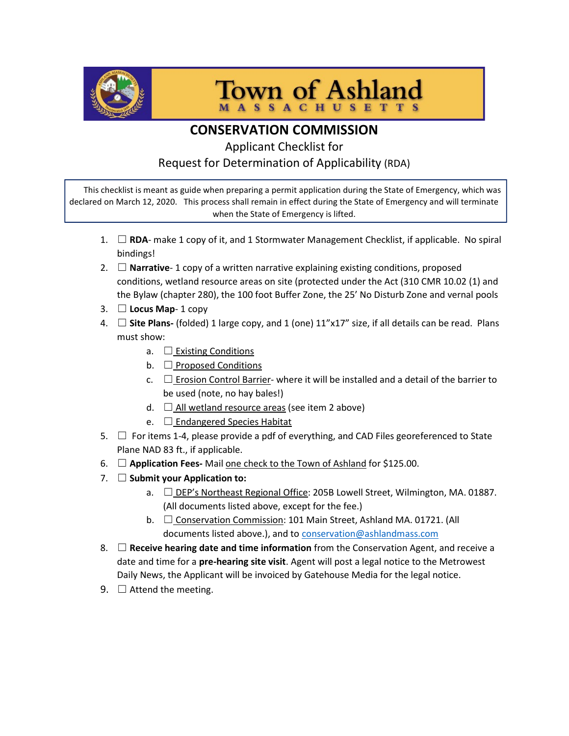# Town of Ashland

MASSACHUSETTS

## CONSERVATION COMMISSION

Applicant Checklist for

Request for Determination of Applicability (RDA)

This checklist is meant as guide when preparing a permit application during the State of Emergency, which was declared on March 12, 2020. This process shall remain in effect during the State of Emergency and will terminate when the State of Emergency is lifted.

1. ☐ **RDA**- make 1 copy of it, and 1 Stormwater Management Checklist, if applicable. No spiral bindings!
2. ☐ **Narrative**- 1 copy of a written narrative explaining existing conditions, proposed conditions, wetland resource areas on site (protected under the Act (310 CMR 10.02 (1) and the Bylaw (chapter 280), the 100 foot Buffer Zone, the 25' No Disturb Zone and vernal pools
3. ☐ **Locus Map**- 1 copy
4. ☐ **Site Plans-** (folded) 1 large copy, and 1 (one) 11"x17" size, if all details can be read. Plans must show:
    a. ☐ Existing Conditions
    b. ☐ Proposed Conditions
    c. ☐ Erosion Control Barrier- where it will be installed and a detail of the barrier to be used (note, no hay bales!)
    d. ☐ All wetland resource areas (see item 2 above)
    e. ☐ Endangered Species Habitat
5. ☐ For items 1-4, please provide a pdf of everything, and CAD Files georeferenced to State Plane NAD 83 ft., if applicable.
6. ☐ **Application Fees-** Mail one check to the Town of Ashland for $125.00.
7. ☐ **Submit your Application to:**
    a. ☐ DEP's Northeast Regional Office: 205B Lowell Street, Wilmington, MA. 01887. (All documents listed above, except for the fee.)
    b. ☐ Conservation Commission: 101 Main Street, Ashland MA. 01721. (All documents listed above.), and to conservation@ashlandmass.com
8. ☐ **Receive hearing date and time information** from the Conservation Agent, and receive a date and time for a **pre-hearing site visit**. Agent will post a legal notice to the Metrowest Daily News, the Applicant will be invoiced by Gatehouse Media for the legal notice.
9. ☐ Attend the meeting.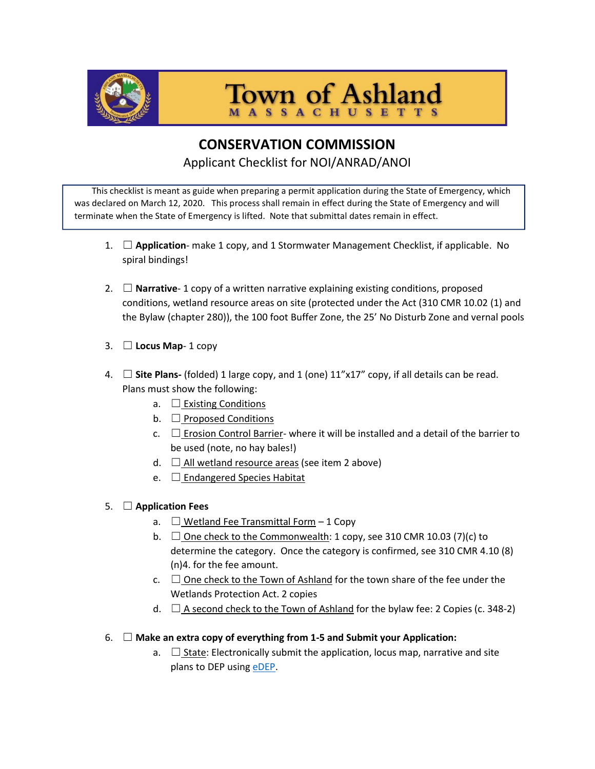# Town of Ashland

MASSACHUSETTS

## CONSERVATION COMMISSION

Applicant Checklist for NOI/ANRAD/ANOI

> This checklist is meant as guide when preparing a permit application during the State of Emergency, which was declared on March 12, 2020. This process shall remain in effect during the State of Emergency and will terminate when the State of Emergency is lifted. Note that submittal dates remain in effect.

1. ☐ **Application**- make 1 copy, and 1 Stormwater Management Checklist, if applicable. No spiral bindings!

2. ☐ **Narrative**- 1 copy of a written narrative explaining existing conditions, proposed conditions, wetland resource areas on site (protected under the Act (310 CMR 10.02 (1) and the Bylaw (chapter 280)), the 100 foot Buffer Zone, the 25' No Disturb Zone and vernal pools

3. ☐ **Locus Map**- 1 copy

4. ☐ **Site Plans-** (folded) 1 large copy, and 1 (one) 11"x17" copy, if all details can be read. Plans must show the following:
   a. ☐ Existing Conditions
   b. ☐ Proposed Conditions
   c. ☐ Erosion Control Barrier- where it will be installed and a detail of the barrier to be used (note, no hay bales!)
   d. ☐ All wetland resource areas (see item 2 above)
   e. ☐ Endangered Species Habitat

5. ☐ **Application Fees**
   a. ☐ Wetland Fee Transmittal Form – 1 Copy
   b. ☐ One check to the Commonwealth: 1 copy, see 310 CMR 10.03 (7)(c) to determine the category. Once the category is confirmed, see 310 CMR 4.10 (8) (n)4. for the fee amount.
   c. ☐ One check to the Town of Ashland for the town share of the fee under the Wetlands Protection Act. 2 copies
   d. ☐ A second check to the Town of Ashland for the bylaw fee: 2 Copies (c. 348-2)

6. ☐ **Make an extra copy of everything from 1-5 and Submit your Application:**
   a. ☐ State: Electronically submit the application, locus map, narrative and site plans to DEP using eDEP.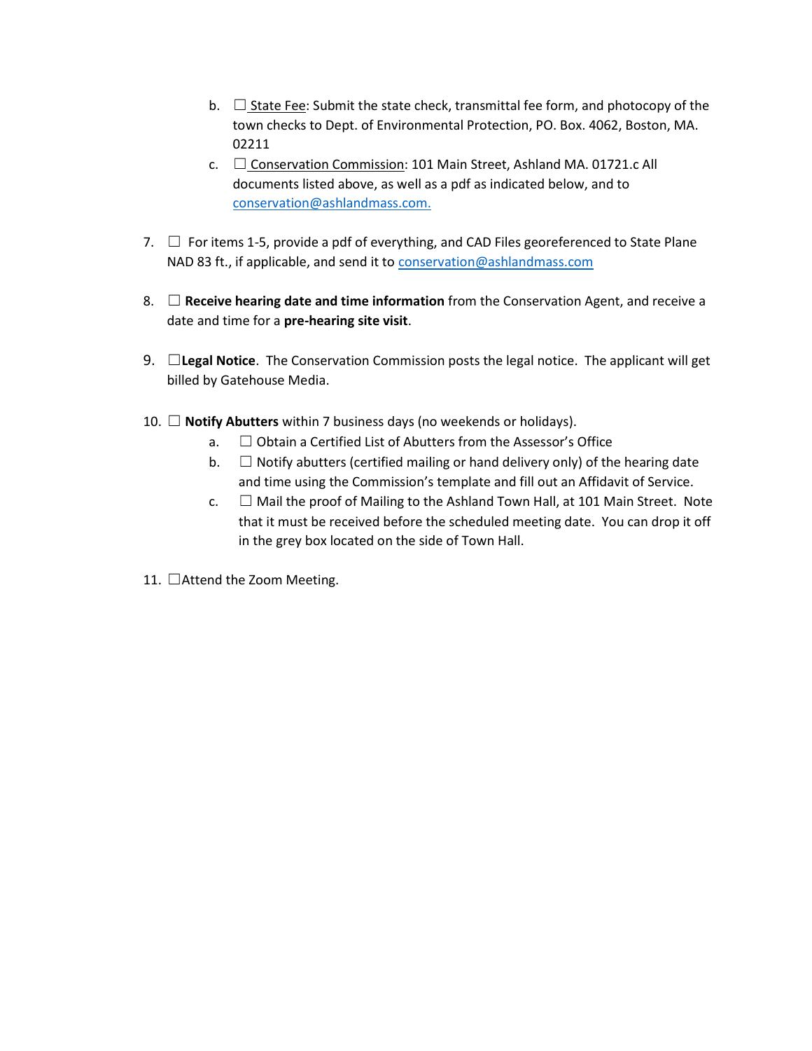b. ☐ State Fee: Submit the state check, transmittal fee form, and photocopy of the town checks to Dept. of Environmental Protection, PO. Box. 4062, Boston, MA. 02211
   c. ☐ Conservation Commission: 101 Main Street, Ashland MA. 01721.c All documents listed above, as well as a pdf as indicated below, and to conservation@ashlandmass.com.

7. ☐ For items 1-5, provide a pdf of everything, and CAD Files georeferenced to State Plane NAD 83 ft., if applicable, and send it to conservation@ashlandmass.com

8. ☐ **Receive hearing date and time information** from the Conservation Agent, and receive a date and time for a **pre-hearing site visit**.

9. ☐**Legal Notice**. The Conservation Commission posts the legal notice. The applicant will get billed by Gatehouse Media.

10. ☐ **Notify Abutters** within 7 business days (no weekends or holidays).
    a. ☐ Obtain a Certified List of Abutters from the Assessor's Office
    b. ☐ Notify abutters (certified mailing or hand delivery only) of the hearing date and time using the Commission's template and fill out an Affidavit of Service.
    c. ☐ Mail the proof of Mailing to the Ashland Town Hall, at 101 Main Street. Note that it must be received before the scheduled meeting date. You can drop it off in the grey box located on the side of Town Hall.

11. ☐Attend the Zoom Meeting.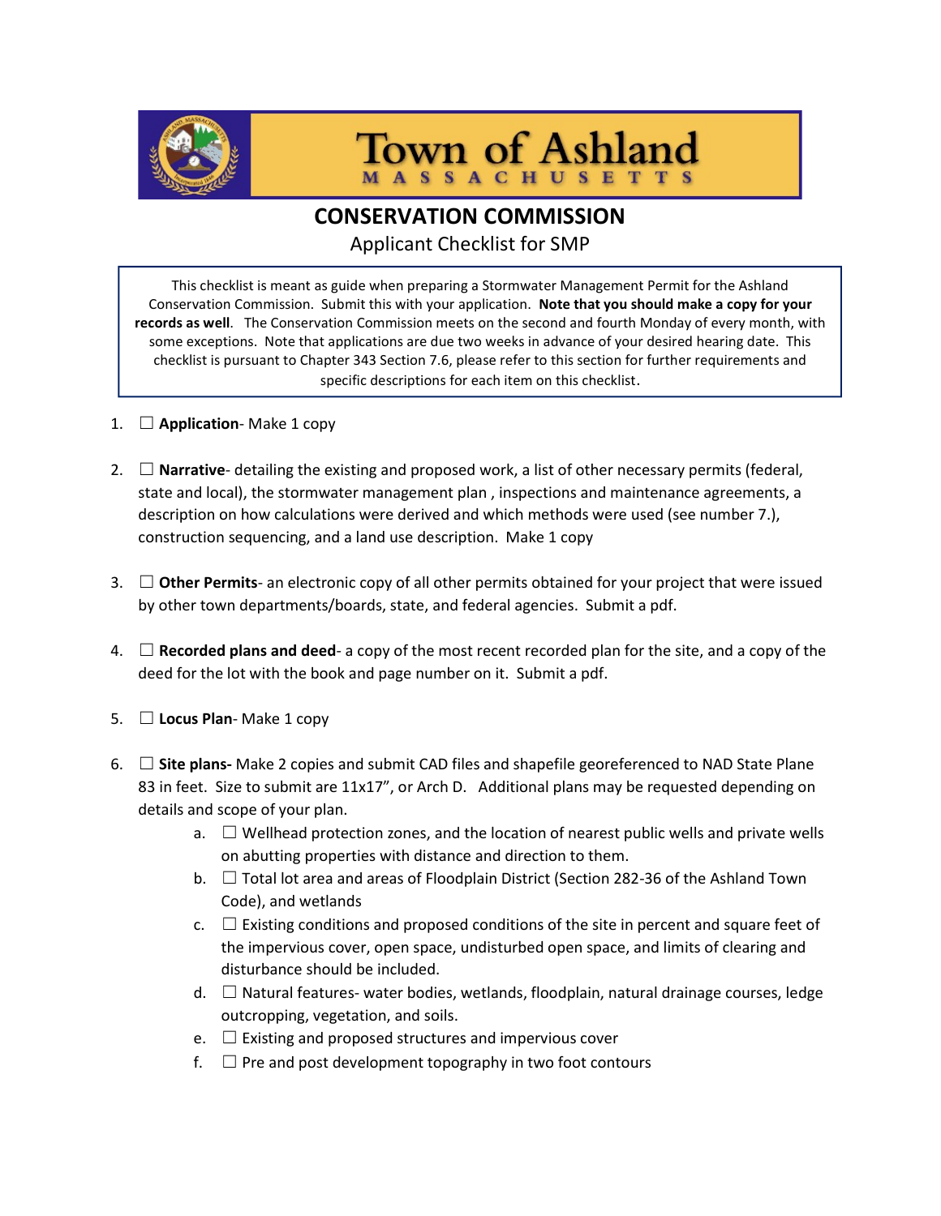# Town of Ashland

MASSACHUSETTS

## CONSERVATION COMMISSION

Applicant Checklist for SMP

This checklist is meant as guide when preparing a Stormwater Management Permit for the Ashland Conservation Commission. Submit this with your application. **Note that you should make a copy for your records as well**. The Conservation Commission meets on the second and fourth Monday of every month, with some exceptions. Note that applications are due two weeks in advance of your desired hearing date. This checklist is pursuant to Chapter 343 Section 7.6, please refer to this section for further requirements and specific descriptions for each item on this checklist.

1. ☐ **Application**- Make 1 copy
2. ☐ **Narrative**- detailing the existing and proposed work, a list of other necessary permits (federal, state and local), the stormwater management plan , inspections and maintenance agreements, a description on how calculations were derived and which methods were used (see number 7.), construction sequencing, and a land use description. Make 1 copy
3. ☐ **Other Permits**- an electronic copy of all other permits obtained for your project that were issued by other town departments/boards, state, and federal agencies. Submit a pdf.
4. ☐ **Recorded plans and deed**- a copy of the most recent recorded plan for the site, and a copy of the deed for the lot with the book and page number on it. Submit a pdf.
5. ☐ **Locus Plan**- Make 1 copy
6. ☐ **Site plans-** Make 2 copies and submit CAD files and shapefile georeferenced to NAD State Plane 83 in feet. Size to submit are 11x17", or Arch D. Additional plans may be requested depending on details and scope of your plan.
   a. ☐ Wellhead protection zones, and the location of nearest public wells and private wells on abutting properties with distance and direction to them.
   b. ☐ Total lot area and areas of Floodplain District (Section 282-36 of the Ashland Town Code), and wetlands
   c. ☐ Existing conditions and proposed conditions of the site in percent and square feet of the impervious cover, open space, undisturbed open space, and limits of clearing and disturbance should be included.
   d. ☐ Natural features- water bodies, wetlands, floodplain, natural drainage courses, ledge outcropping, vegetation, and soils.
   e. ☐ Existing and proposed structures and impervious cover
   f. ☐ Pre and post development topography in two foot contours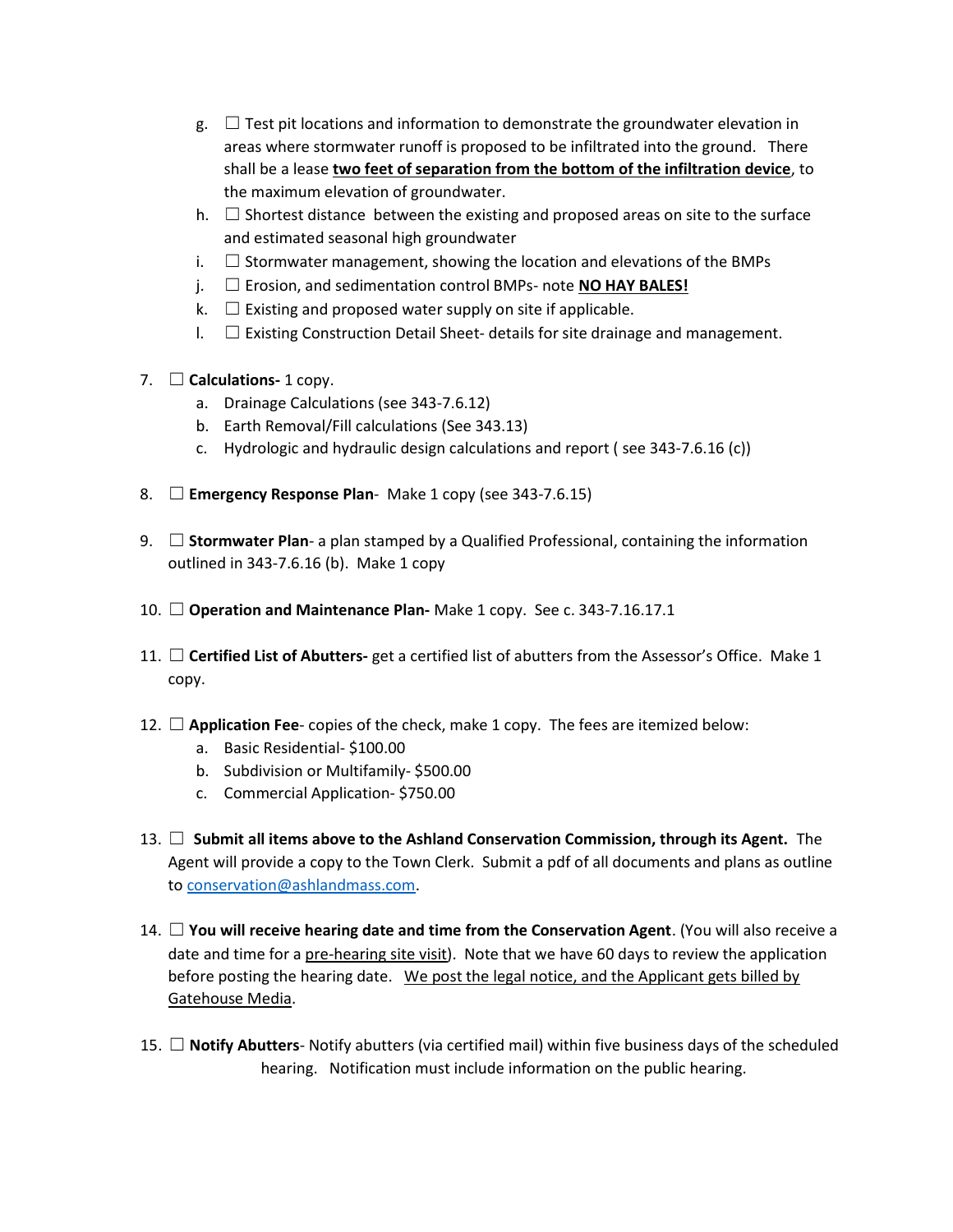g. ☐ Test pit locations and information to demonstrate the groundwater elevation in areas where stormwater runoff is proposed to be infiltrated into the ground. There shall be a lease **two feet of separation from the bottom of the infiltration device**, to the maximum elevation of groundwater.

h. ☐ Shortest distance between the existing and proposed areas on site to the surface and estimated seasonal high groundwater

i. ☐ Stormwater management, showing the location and elevations of the BMPs

j. ☐ Erosion, and sedimentation control BMPs- note **NO HAY BALES!**

k. ☐ Existing and proposed water supply on site if applicable.

l. ☐ Existing Construction Detail Sheet- details for site drainage and management.

7. ☐ **Calculations-** 1 copy.
   a. Drainage Calculations (see 343-7.6.12)
   b. Earth Removal/Fill calculations (See 343.13)
   c. Hydrologic and hydraulic design calculations and report ( see 343-7.6.16 (c))

8. ☐ **Emergency Response Plan**- Make 1 copy (see 343-7.6.15)

9. ☐ **Stormwater Plan**- a plan stamped by a Qualified Professional, containing the information outlined in 343-7.6.16 (b). Make 1 copy

10. ☐ **Operation and Maintenance Plan-** Make 1 copy. See c. 343-7.16.17.1

11. ☐ **Certified List of Abutters-** get a certified list of abutters from the Assessor's Office. Make 1 copy.

12. ☐ **Application Fee**- copies of the check, make 1 copy. The fees are itemized below:
    a. Basic Residential- $100.00
    b. Subdivision or Multifamily- $500.00
    c. Commercial Application- $750.00

13. ☐ **Submit all items above to the Ashland Conservation Commission, through its Agent.** The Agent will provide a copy to the Town Clerk. Submit a pdf of all documents and plans as outline to conservation@ashlandmass.com.

14. ☐ **You will receive hearing date and time from the Conservation Agent**. (You will also receive a date and time for a pre-hearing site visit). Note that we have 60 days to review the application before posting the hearing date. We post the legal notice, and the Applicant gets billed by Gatehouse Media.

15. ☐ **Notify Abutters**- Notify abutters (via certified mail) within five business days of the scheduled hearing. Notification must include information on the public hearing.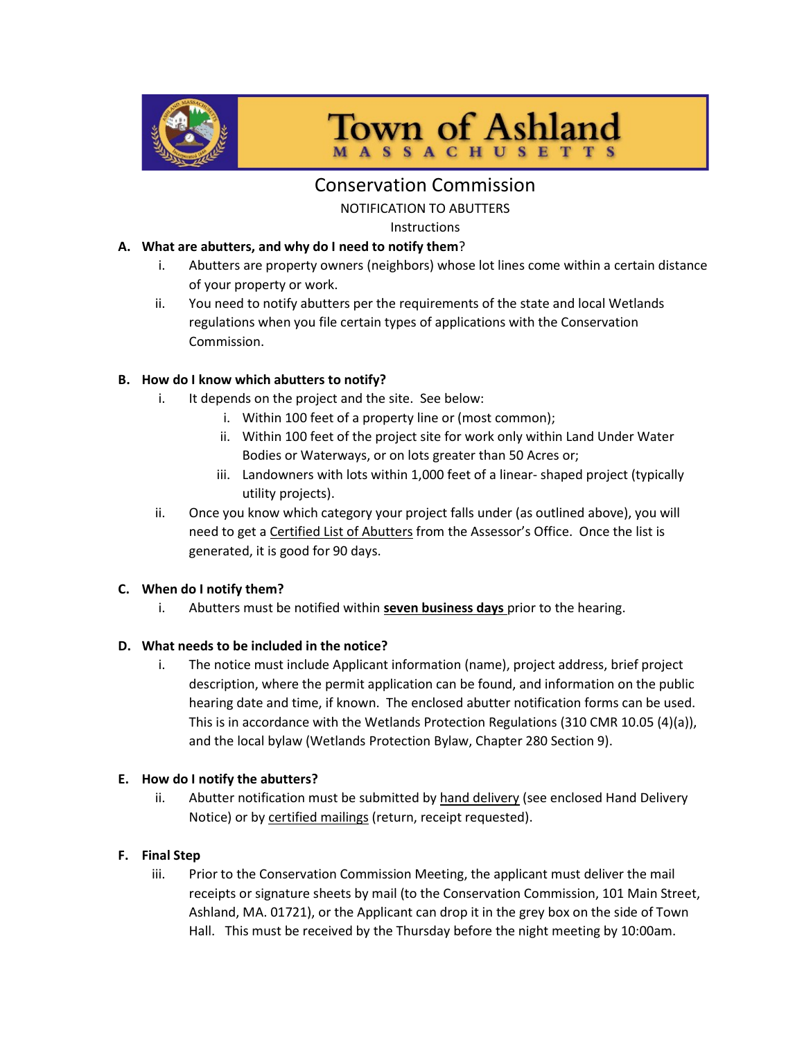# Town of Ashland

MASSACHUSETTS

## Conservation Commission

NOTIFICATION TO ABUTTERS

Instructions

**A. What are abutters, and why do I need to notify them?**

i. Abutters are property owners (neighbors) whose lot lines come within a certain distance of your property or work.

ii. You need to notify abutters per the requirements of the state and local Wetlands regulations when you file certain types of applications with the Conservation Commission.

**B. How do I know which abutters to notify?**

i. It depends on the project and the site. See below:

   i. Within 100 feet of a property line or (most common);

   ii. Within 100 feet of the project site for work only within Land Under Water Bodies or Waterways, or on lots greater than 50 Acres or;

   iii. Landowners with lots within 1,000 feet of a linear- shaped project (typically utility projects).

ii. Once you know which category your project falls under (as outlined above), you will need to get a Certified List of Abutters from the Assessor's Office. Once the list is generated, it is good for 90 days.

**C. When do I notify them?**

i. Abutters must be notified within **seven business days** prior to the hearing.

**D. What needs to be included in the notice?**

i. The notice must include Applicant information (name), project address, brief project description, where the permit application can be found, and information on the public hearing date and time, if known. The enclosed abutter notification forms can be used. This is in accordance with the Wetlands Protection Regulations (310 CMR 10.05 (4)(a)), and the local bylaw (Wetlands Protection Bylaw, Chapter 280 Section 9).

**E. How do I notify the abutters?**

ii. Abutter notification must be submitted by hand delivery (see enclosed Hand Delivery Notice) or by certified mailings (return, receipt requested).

**F. Final Step**

iii. Prior to the Conservation Commission Meeting, the applicant must deliver the mail receipts or signature sheets by mail (to the Conservation Commission, 101 Main Street, Ashland, MA. 01721), or the Applicant can drop it in the grey box on the side of Town Hall. This must be received by the Thursday before the night meeting by 10:00am.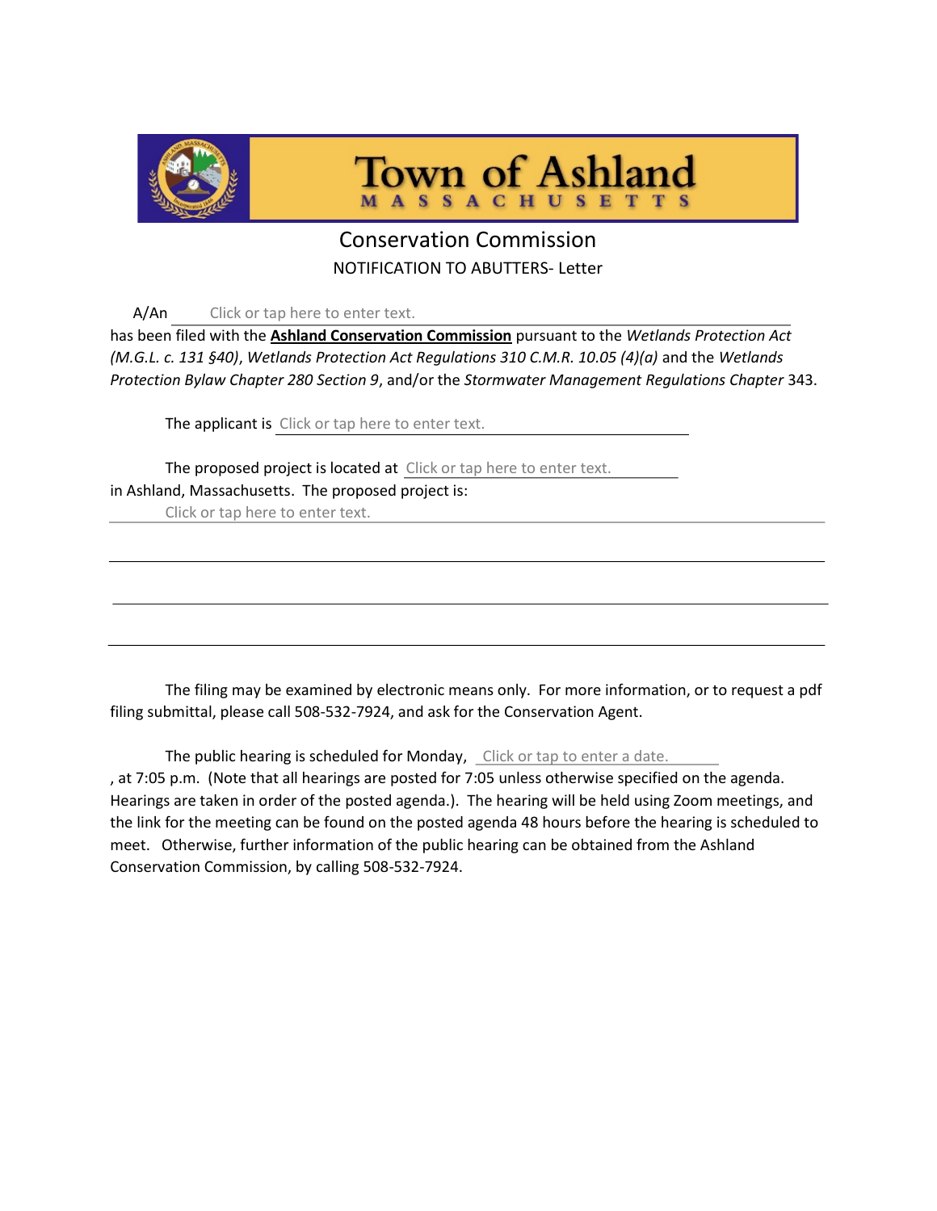# Town of Ashland
MASSACHUSETTS

## Conservation Commission

NOTIFICATION TO ABUTTERS- Letter

A/An Click or tap here to enter text.
has been filed with the **Ashland Conservation Commission** pursuant to the *Wetlands Protection Act (M.G.L. c. 131 §40)*, *Wetlands Protection Act Regulations 310 C.M.R. 10.05 (4)(a)* and the *Wetlands Protection Bylaw Chapter 280 Section 9*, and/or the *Stormwater Management Regulations Chapter* 343.

The applicant is Click or tap here to enter text.

The proposed project is located at Click or tap here to enter text.
in Ashland, Massachusetts. The proposed project is:
Click or tap here to enter text.

The filing may be examined by electronic means only. For more information, or to request a pdf filing submittal, please call 508-532-7924, and ask for the Conservation Agent.

The public hearing is scheduled for Monday, Click or tap to enter a date.
, at 7:05 p.m. (Note that all hearings are posted for 7:05 unless otherwise specified on the agenda. Hearings are taken in order of the posted agenda.). The hearing will be held using Zoom meetings, and the link for the meeting can be found on the posted agenda 48 hours before the hearing is scheduled to meet. Otherwise, further information of the public hearing can be obtained from the Ashland Conservation Commission, by calling 508-532-7924.